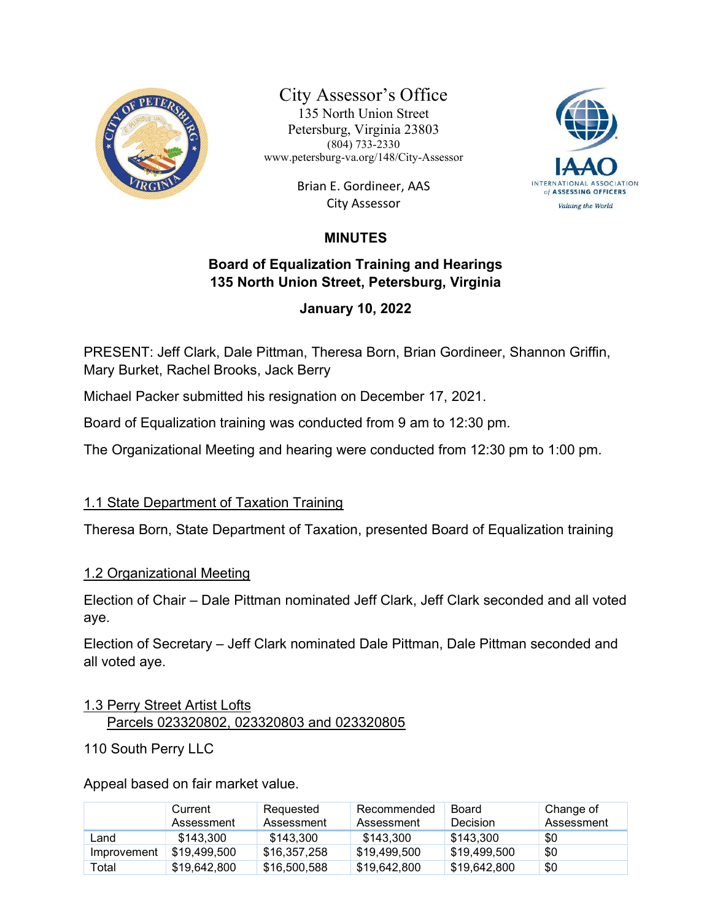City Assessor's Office
135 North Union Street
Petersburg, Virginia 23803
(804) 733-2330
www.petersburg-va.org/148/City-Assessor

Brian E. Gordineer, AAS
City Assessor

## MINUTES

### Board of Equalization Training and Hearings
### 135 North Union Street, Petersburg, Virginia

### January 10, 2022

PRESENT: Jeff Clark, Dale Pittman, Theresa Born, Brian Gordineer, Shannon Griffin, Mary Burket, Rachel Brooks, Jack Berry

Michael Packer submitted his resignation on December 17, 2021.

Board of Equalization training was conducted from 9 am to 12:30 pm.

The Organizational Meeting and hearing were conducted from 12:30 pm to 1:00 pm.

#### 1.1 State Department of Taxation Training

Theresa Born, State Department of Taxation, presented Board of Equalization training

#### 1.2 Organizational Meeting

Election of Chair – Dale Pittman nominated Jeff Clark, Jeff Clark seconded and all voted aye.

Election of Secretary – Jeff Clark nominated Dale Pittman, Dale Pittman seconded and all voted aye.

#### 1.3 Perry Street Artist Lofts
#### Parcels 023320802, 023320803 and 023320805

110 South Perry LLC

Appeal based on fair market value.

| | Current Assessment | Requested Assessment | Recommended Assessment | Board Decision | Change of Assessment |
|---|---|---|---|---|---|
| Land | $143,300 | $143,300 | $143,300 | $143,300 | $0 |
| Improvement | $19,499,500 | $16,357,258 | $19,499,500 | $19,499,500 | $0 |
| Total | $19,642,800 | $16,500,588 | $19,642,800 | $19,642,800 | $0 |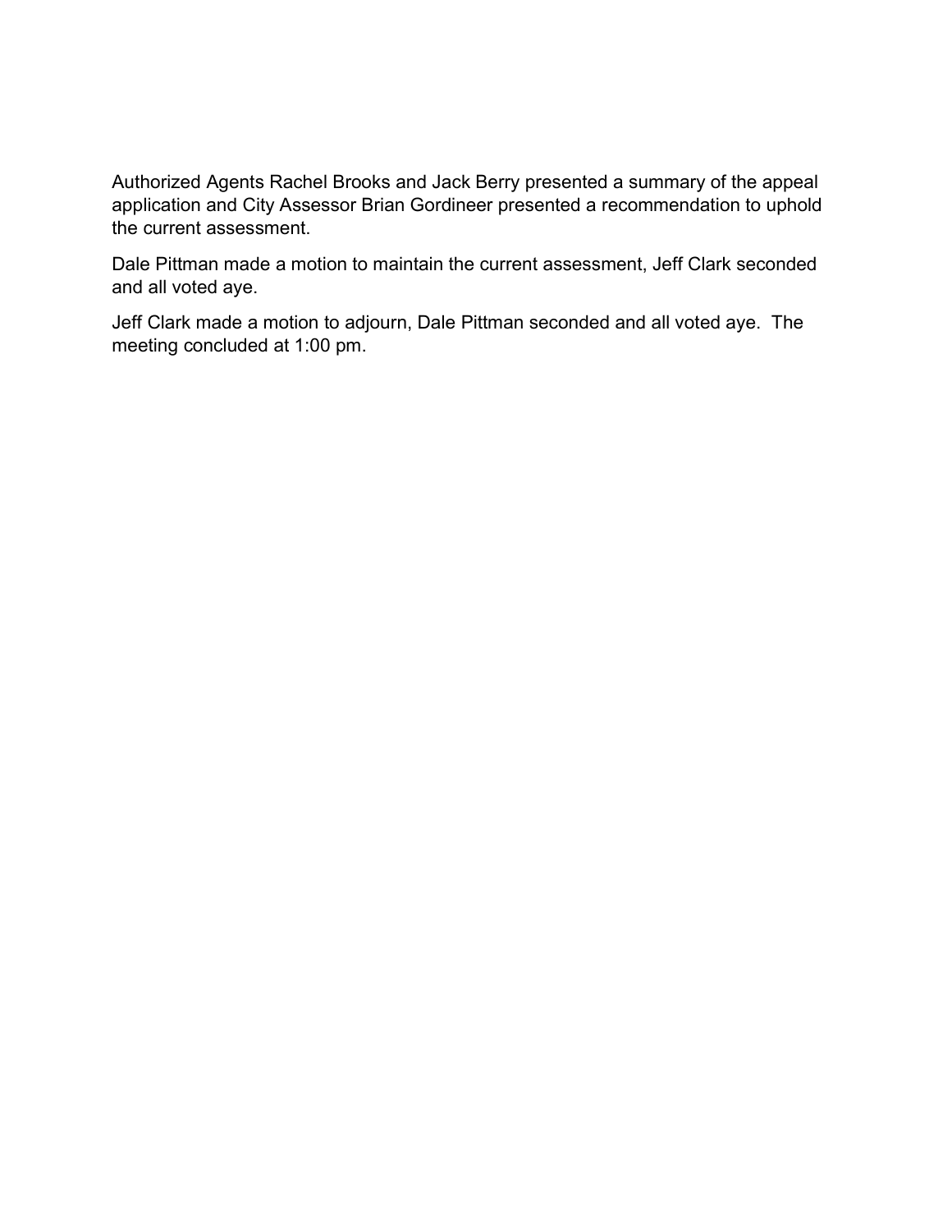Authorized Agents Rachel Brooks and Jack Berry presented a summary of the appeal application and City Assessor Brian Gordineer presented a recommendation to uphold the current assessment.

Dale Pittman made a motion to maintain the current assessment, Jeff Clark seconded and all voted aye.

Jeff Clark made a motion to adjourn, Dale Pittman seconded and all voted aye. The meeting concluded at 1:00 pm.